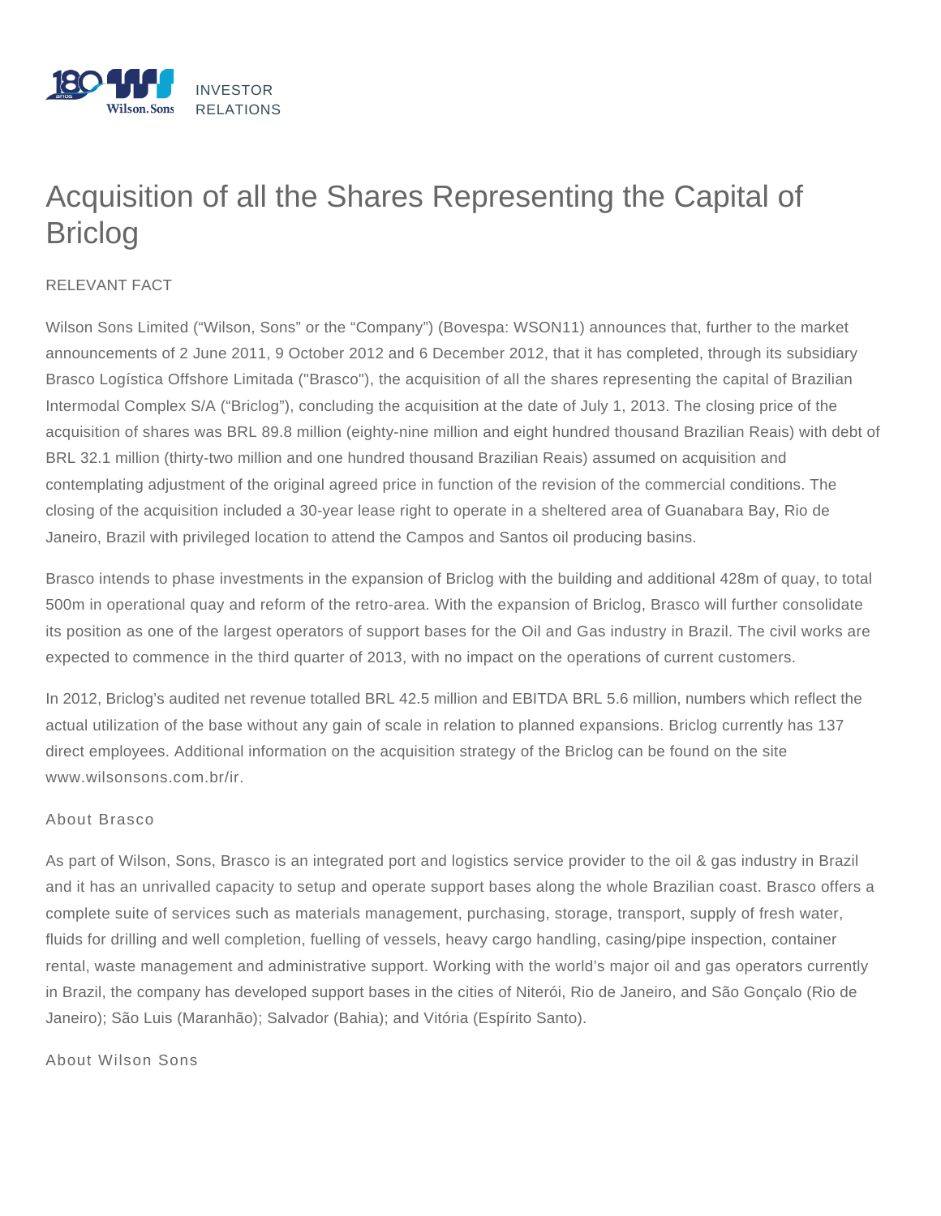INVESTOR RELATIONS

# Acquisition of all the Shares Representing the Capital of Briclog

RELEVANT FACT

Wilson Sons Limited ("Wilson, Sons" or the "Company") (Bovespa: WSON11) announces that, further to the market announcements of 2 June 2011, 9 October 2012 and 6 December 2012, that it has completed, through its subsidiary Brasco Logística Offshore Limitada ("Brasco"), the acquisition of all the shares representing the capital of Brazilian Intermodal Complex S/A ("Briclog"), concluding the acquisition at the date of July 1, 2013. The closing price of the acquisition of shares was BRL 89.8 million (eighty-nine million and eight hundred thousand Brazilian Reais) with debt of BRL 32.1 million (thirty-two million and one hundred thousand Brazilian Reais) assumed on acquisition and contemplating adjustment of the original agreed price in function of the revision of the commercial conditions. The closing of the acquisition included a 30-year lease right to operate in a sheltered area of Guanabara Bay, Rio de Janeiro, Brazil with privileged location to attend the Campos and Santos oil producing basins.

Brasco intends to phase investments in the expansion of Briclog with the building and additional 428m of quay, to total 500m in operational quay and reform of the retro-area. With the expansion of Briclog, Brasco will further consolidate its position as one of the largest operators of support bases for the Oil and Gas industry in Brazil. The civil works are expected to commence in the third quarter of 2013, with no impact on the operations of current customers.

In 2012, Briclog's audited net revenue totalled BRL 42.5 million and EBITDA BRL 5.6 million, numbers which reflect the actual utilization of the base without any gain of scale in relation to planned expansions. Briclog currently has 137 direct employees. Additional information on the acquisition strategy of the Briclog can be found on the site www.wilsonsons.com.br/ir.

## About Brasco

As part of Wilson, Sons, Brasco is an integrated port and logistics service provider to the oil & gas industry in Brazil and it has an unrivalled capacity to setup and operate support bases along the whole Brazilian coast. Brasco offers a complete suite of services such as materials management, purchasing, storage, transport, supply of fresh water, fluids for drilling and well completion, fuelling of vessels, heavy cargo handling, casing/pipe inspection, container rental, waste management and administrative support. Working with the world's major oil and gas operators currently in Brazil, the company has developed support bases in the cities of Niterói, Rio de Janeiro, and São Gonçalo (Rio de Janeiro); São Luis (Maranhão); Salvador (Bahia); and Vitória (Espírito Santo).

## About Wilson Sons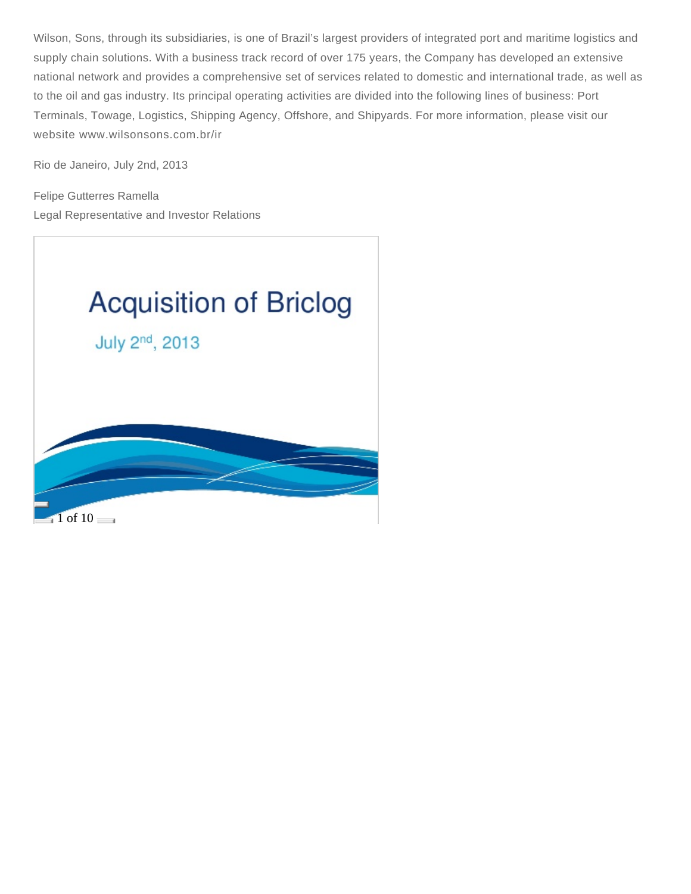Wilson, Sons, through its subsidiaries, is one of Brazil's largest providers of integrated port and maritime logistics and supply chain solutions. With a business track record of over 175 years, the Company has developed an extensive national network and provides a comprehensive set of services related to domestic and international trade, as well as to the oil and gas industry. Its principal operating activities are divided into the following lines of business: Port Terminals, Towage, Logistics, Shipping Agency, Offshore, and Shipyards. For more information, please visit our website www.wilsonsons.com.br/ir

Rio de Janeiro, July 2nd, 2013

Felipe Gutterres Ramella
Legal Representative and Investor Relations

Acquisition of Briclog

July 2nd, 2013